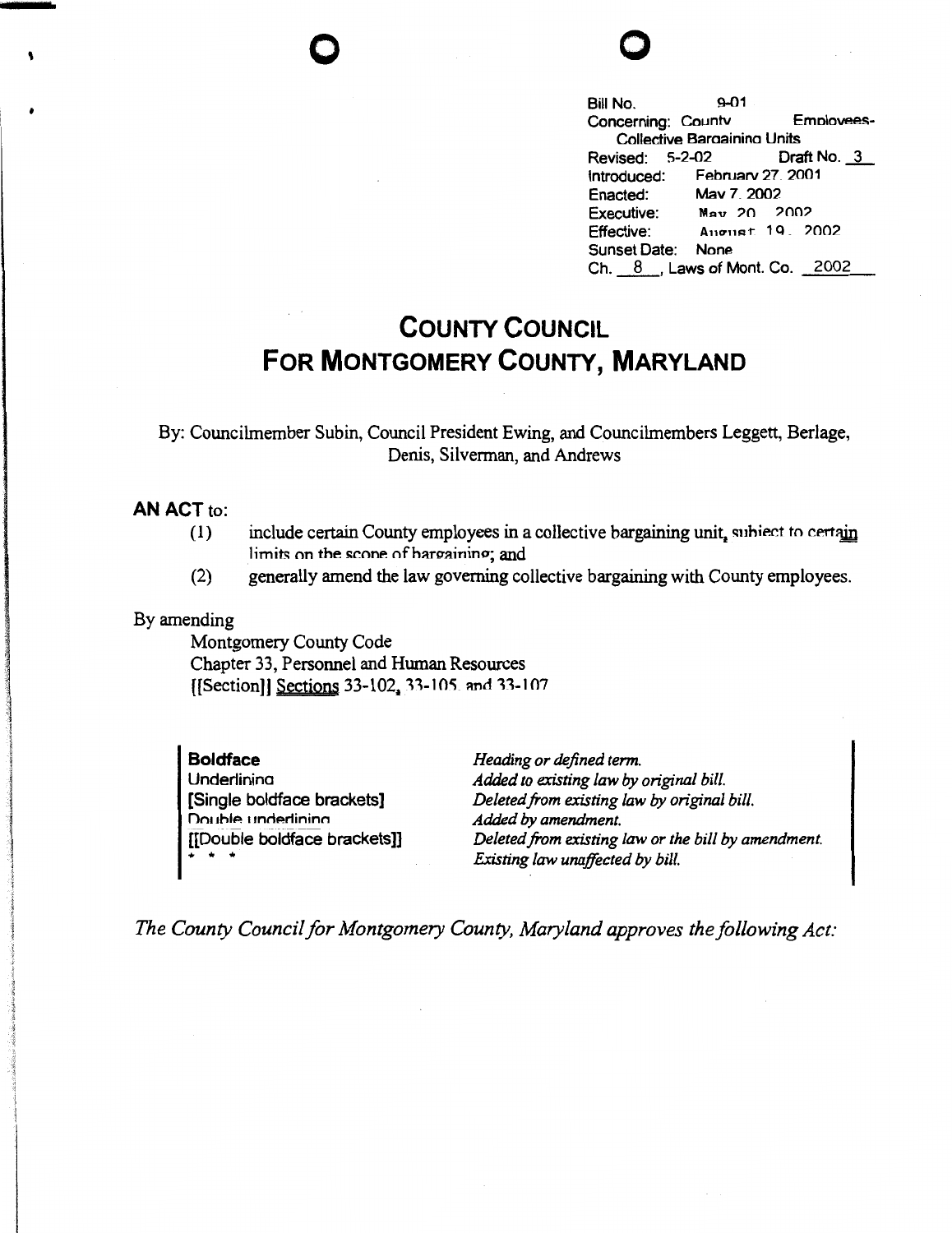Bill No. 9-01
Concerning: County Employees-Collective Bargaining Units
Revised: 5-2-02 Draft No. 3
Introduced: February 27, 2001
Enacted: May 7, 2002
Executive: May 20, 2002
Effective: August 19, 2002
Sunset Date: None
Ch. 8, Laws of Mont. Co. 2002

# COUNTY COUNCIL FOR MONTGOMERY COUNTY, MARYLAND

By: Councilmember Subin, Council President Ewing, and Councilmembers Leggett, Berlage, Denis, Silverman, and Andrews

**AN ACT** to:

(1) include certain County employees in a collective bargaining unit, subject to certain limits on the scope of bargaining; and

(2) generally amend the law governing collective bargaining with County employees.

By amending

Montgomery County Code
Chapter 33, Personnel and Human Resources
[[Section]] Sections 33-102, 33-105, and 33-107

| | |
|---|---|
| **Boldface** | *Heading or defined term.* |
| Underlining | *Added to existing law by original bill.* |
| [Single boldface brackets] | *Deleted from existing law by original bill.* |
| Double underlining | *Added by amendment.* |
| [[Double boldface brackets]] | *Deleted from existing law or the bill by amendment.* |
| * * * | *Existing law unaffected by bill.* |

*The County Council for Montgomery County, Maryland approves the following Act:*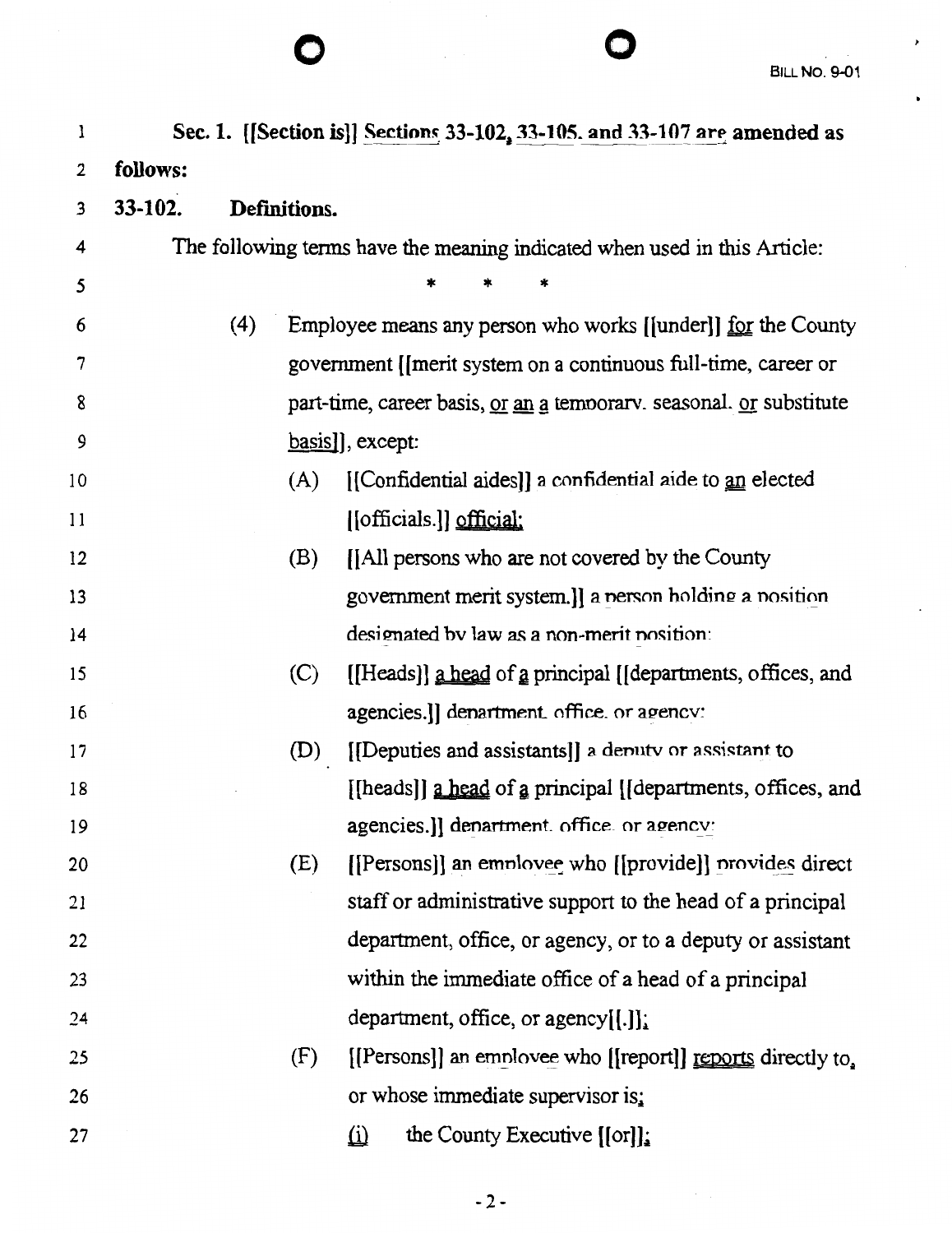**Sec. 1. [[Section is]] Sections 33-102, 33-105, and 33-107 are amended as follows:**

**33-102. Definitions.**

The following terms have the meaning indicated when used in this Article:

\* \* \*

(4) Employee means any person who works [[under]] for the County government [[merit system on a continuous full-time, career or part-time, career basis, or an a temporary, seasonal, or substitute basis]], except:

(A) [[Confidential aides]] a confidential aide to an elected [[officials.]] official;

(B) [[All persons who are not covered by the County government merit system.]] a person holding a position designated by law as a non-merit position;

(C) [[Heads]] a head of a principal [[departments, offices, and agencies.]] department, office, or agency;

(D) [[Deputies and assistants]] a deputy or assistant to [[heads]] a head of a principal [[departments, offices, and agencies.]] department, office, or agency;

(E) [[Persons]] an employee who [[provide]] provides direct staff or administrative support to the head of a principal department, office, or agency, or to a deputy or assistant within the immediate office of a head of a principal department, office, or agency[[.]];

(F) [[Persons]] an employee who [[report]] reports directly to, or whose immediate supervisor is:

(i) the County Executive [[or]];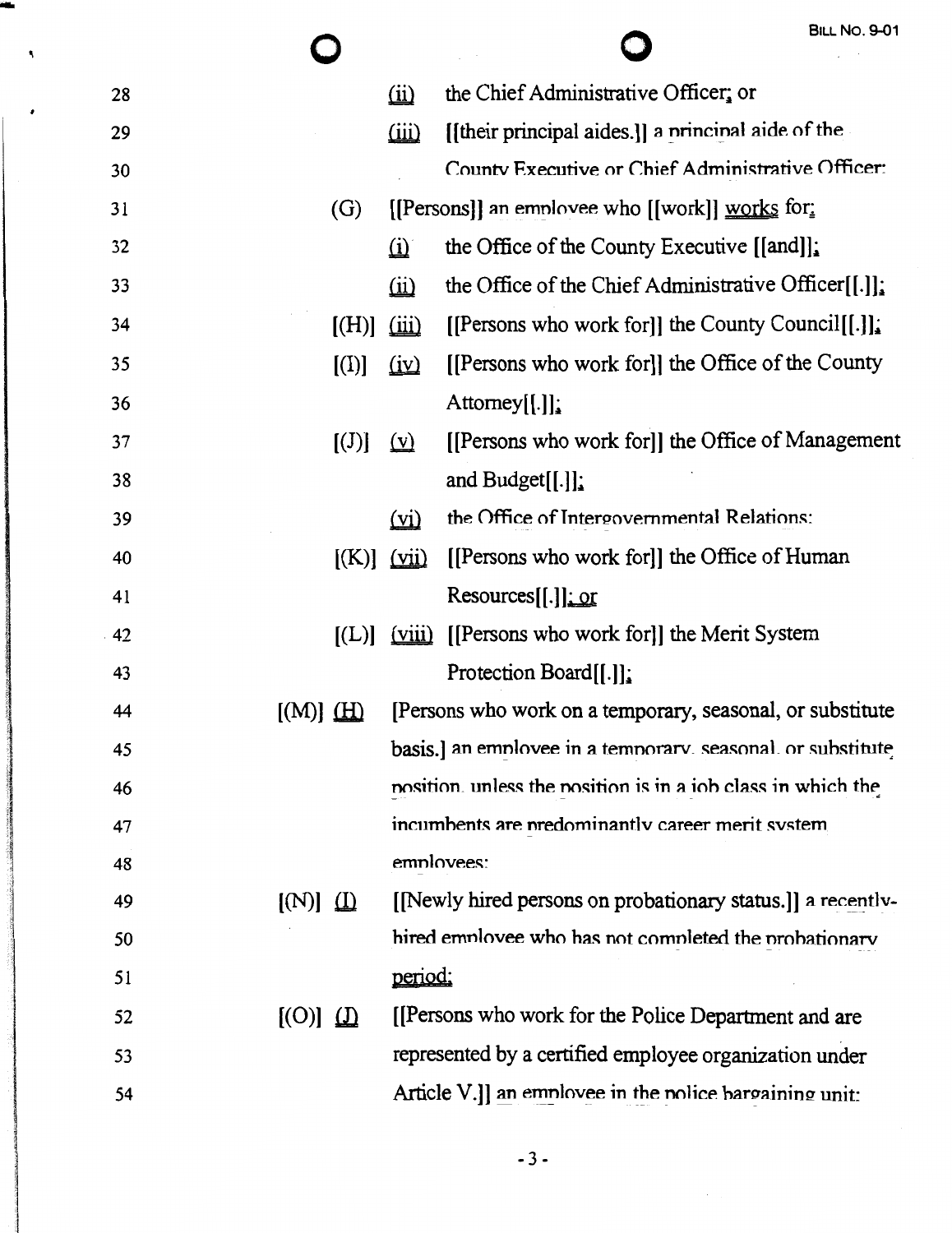28 (ii) the Chief Administrative Officer; or

29 (iii) [[their principal aides.]] a principal aide of the

30 County Executive or Chief Administrative Officer;

31 (G) [[Persons]] an employee who [[work]] works for:

32 (i) the Office of the County Executive [[and]];

33 (ii) the Office of the Chief Administrative Officer[[.]];

34 [(H)] (iii) [[Persons who work for]] the County Council[[.]];

35 [(I)] (iv) [[Persons who work for]] the Office of the County

36 Attorney[[.]];

37 [(J)] (v) [[Persons who work for]] the Office of Management

38 and Budget[[.]];

39 (vi) the Office of Intergovernmental Relations;

40 [(K)] (vii) [[Persons who work for]] the Office of Human

41 Resources[[.]]; or

42 [(L)] (viii) [[Persons who work for]] the Merit System

43 Protection Board[[.]];

44 [(M)] (H) [Persons who work on a temporary, seasonal, or substitute

45 basis.] an employee in a temporary, seasonal, or substitute

46 position, unless the position is in a job class in which the

47 incumbents are predominantly career merit system

48 employees;

49 [(N)] (I) [[Newly hired persons on probationary status.]] a recently-

50 hired employee who has not completed the probationary

51 period;

52 [(O)] (J) [[Persons who work for the Police Department and are

53 represented by a certified employee organization under

54 Article V.]] an employee in the police bargaining unit;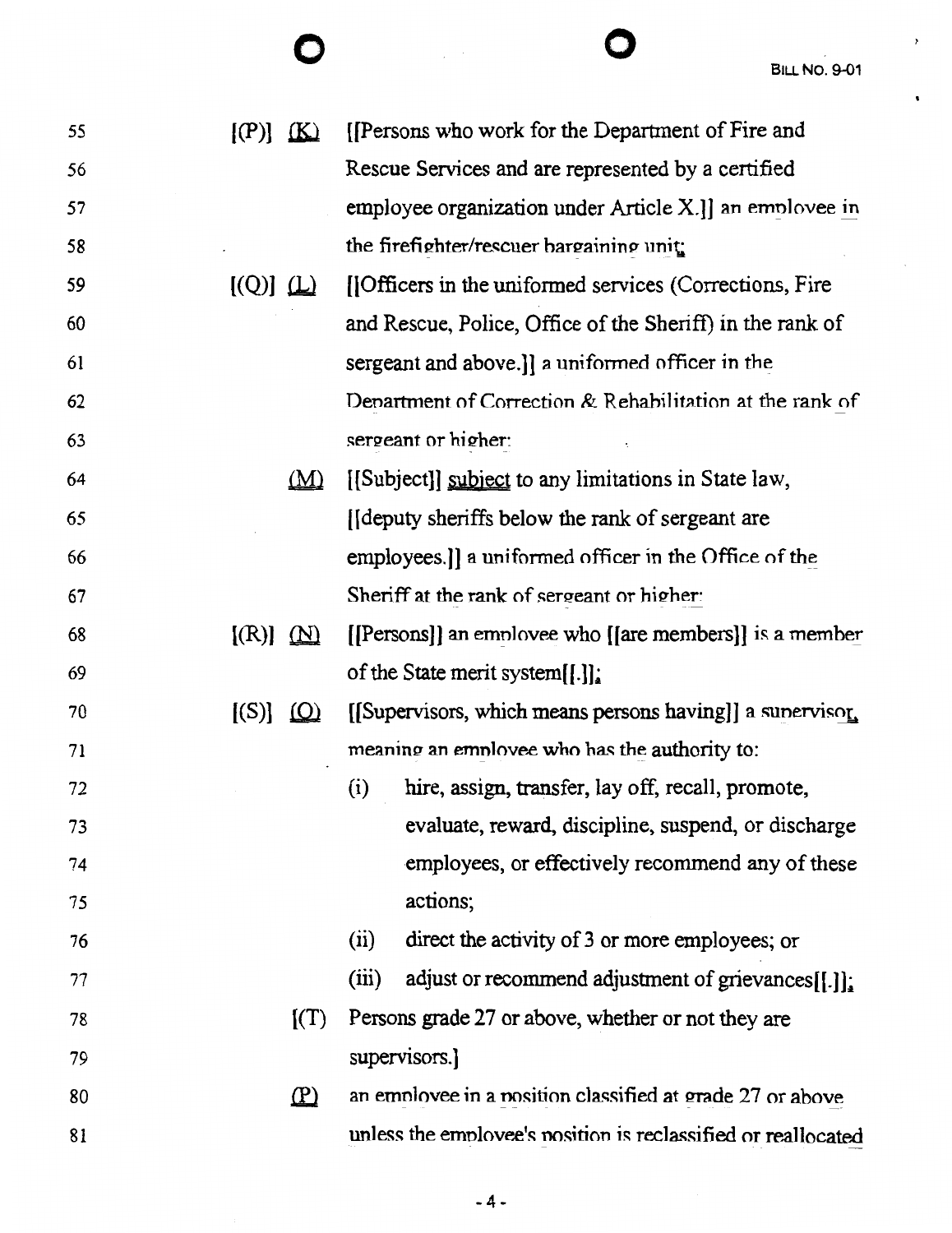55 [(P)] (K) [[Persons who work for the Department of Fire and
56 Rescue Services and are represented by a certified
57 employee organization under Article X.]] an employee in
58 the firefighter/rescuer bargaining unit;

59 [(Q)] (L) [[Officers in the uniformed services (Corrections, Fire
60 and Rescue, Police, Office of the Sheriff) in the rank of
61 sergeant and above.]] a uniformed officer in the
62 Department of Correction & Rehabilitation at the rank of
63 sergeant or higher;

64 (M) [[Subject]] subject to any limitations in State law,
65 [[deputy sheriffs below the rank of sergeant are
66 employees.]] a uniformed officer in the Office of the
67 Sheriff at the rank of sergeant or higher;

68 [(R)] (N) [[Persons]] an employee who [[are members]] is a member
69 of the State merit system[[.]];

70 [(S)] (O) [[Supervisors, which means persons having]] a supervisor,
71 meaning an employee who has the authority to:

72 (i) hire, assign, transfer, lay off, recall, promote,
73 evaluate, reward, discipline, suspend, or discharge
74 employees, or effectively recommend any of these
75 actions;

76 (ii) direct the activity of 3 or more employees; or

77 (iii) adjust or recommend adjustment of grievances[[.]];

78 [(T) Persons grade 27 or above, whether or not they are
79 supervisors.]

80 (P) an employee in a position classified at grade 27 or above
81 unless the employee's position is reclassified or reallocated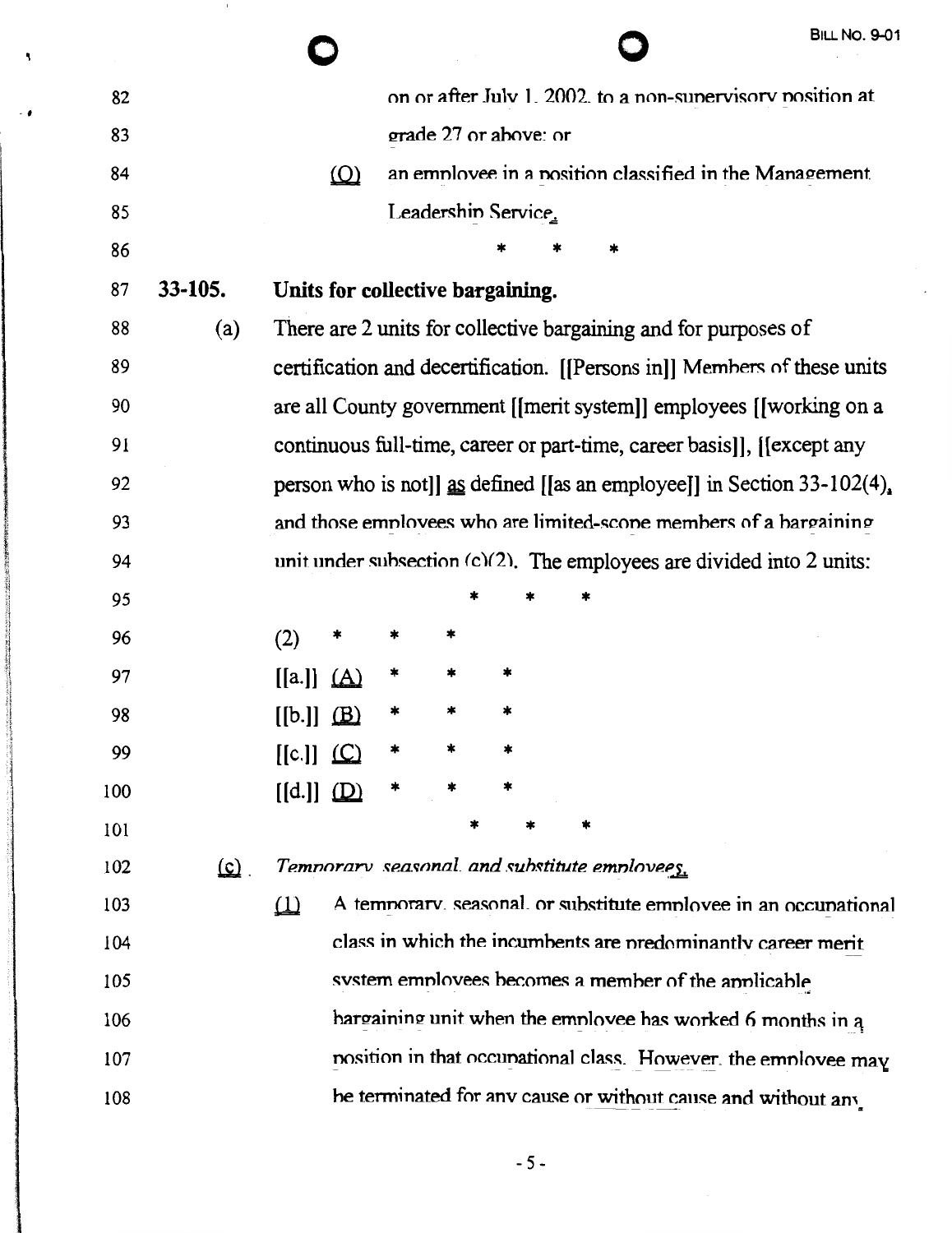82 on or after July 1, 2002, to a non-supervisory position at

83 grade 27 or above; or

84 (O) an employee in a position classified in the Management

85 Leadership Service.

86 \* \* \*

87 **33-105. Units for collective bargaining.**

88 (a) There are 2 units for collective bargaining and for purposes of

89 certification and decertification. [[Persons in]] Members of these units

90 are all County government [[merit system]] employees [[working on a

91 continuous full-time, career or part-time, career basis]], [[except any

92 person who is not]] as defined [[as an employee]] in Section 33-102(4),

93 and those employees who are limited-scope members of a bargaining

94 unit under subsection (c)(2). The employees are divided into 2 units:

95 \* \* \*

96 (2) \* \* \*

97 [[a.]] (A) \* \* \*

98 [[b.]] (B) \* \* \*

99 [[c.]] (C) \* \* \*

100 [[d.]] (D) \* \* \*

101 \* \* \*

102 (c) *Temporary, seasonal, and substitute employees.*

103 (1) A temporary, seasonal, or substitute employee in an occupational

104 class in which the incumbents are predominantly career merit

105 system employees becomes a member of the applicable

106 bargaining unit when the employee has worked 6 months in a

107 position in that occupational class. However, the employee may

108 be terminated for any cause or without cause and without any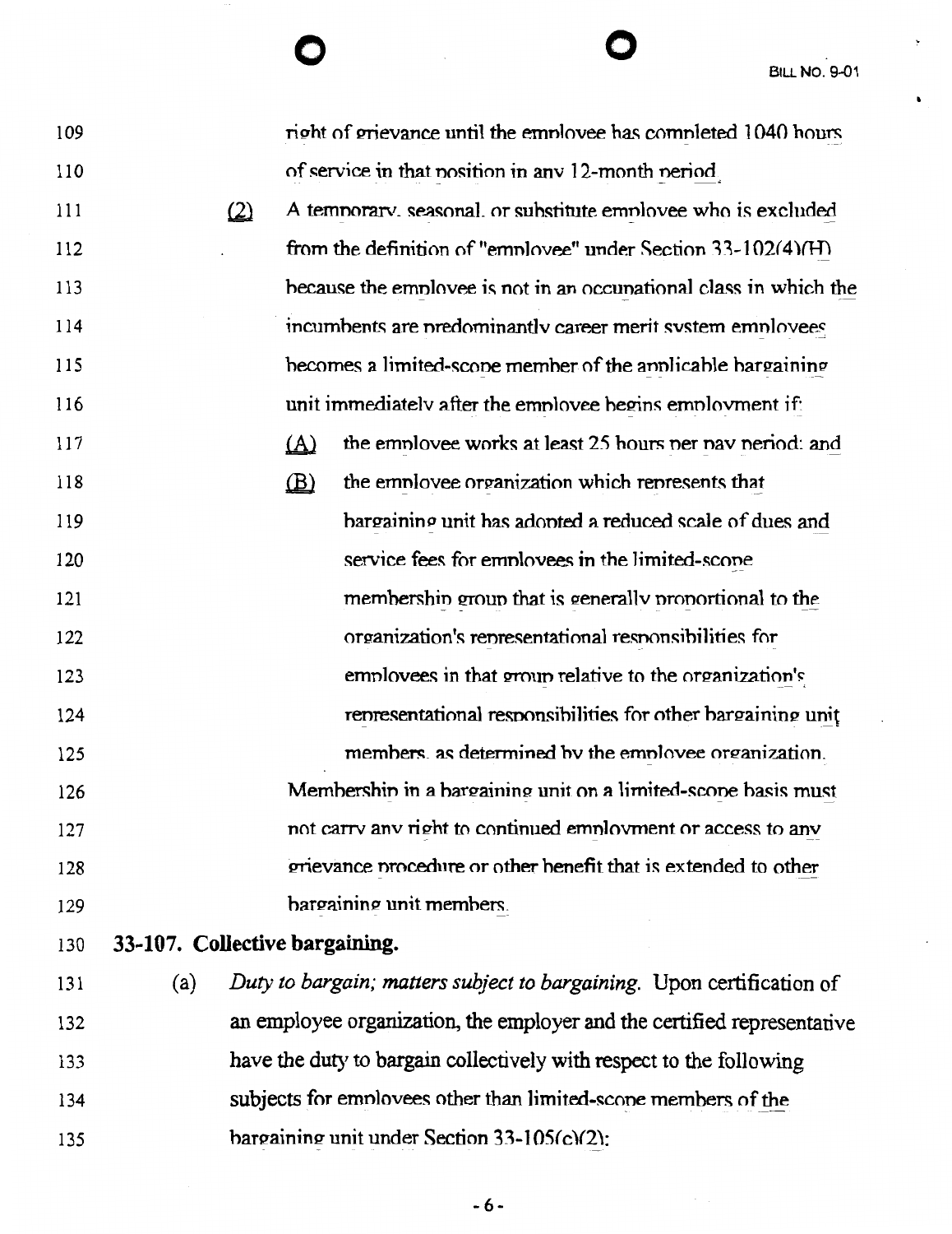right of grievance until the employee has completed 1040 hours of service in that position in any 12-month period.

(2) A temporary, seasonal, or substitute employee who is excluded from the definition of "employee" under Section 33-102(4)(H) because the employee is not in an occupational class in which the incumbents are predominantly career merit system employees becomes a limited-scope member of the applicable bargaining unit immediately after the employee begins employment if:

(A) the employee works at least 25 hours per pay period; and

(B) the employee organization which represents that bargaining unit has adopted a reduced scale of dues and service fees for employees in the limited-scope membership group that is generally proportional to the organization's representational responsibilities for employees in that group relative to the organization's representational responsibilities for other bargaining unit members, as determined by the employee organization.

Membership in a bargaining unit on a limited-scope basis must not carry any right to continued employment or access to any grievance procedure or other benefit that is extended to other bargaining unit members.

**33-107. Collective bargaining.**

(a) *Duty to bargain; matters subject to bargaining.* Upon certification of an employee organization, the employer and the certified representative have the duty to bargain collectively with respect to the following subjects for employees other than limited-scope members of the bargaining unit under Section 33-105(c)(2):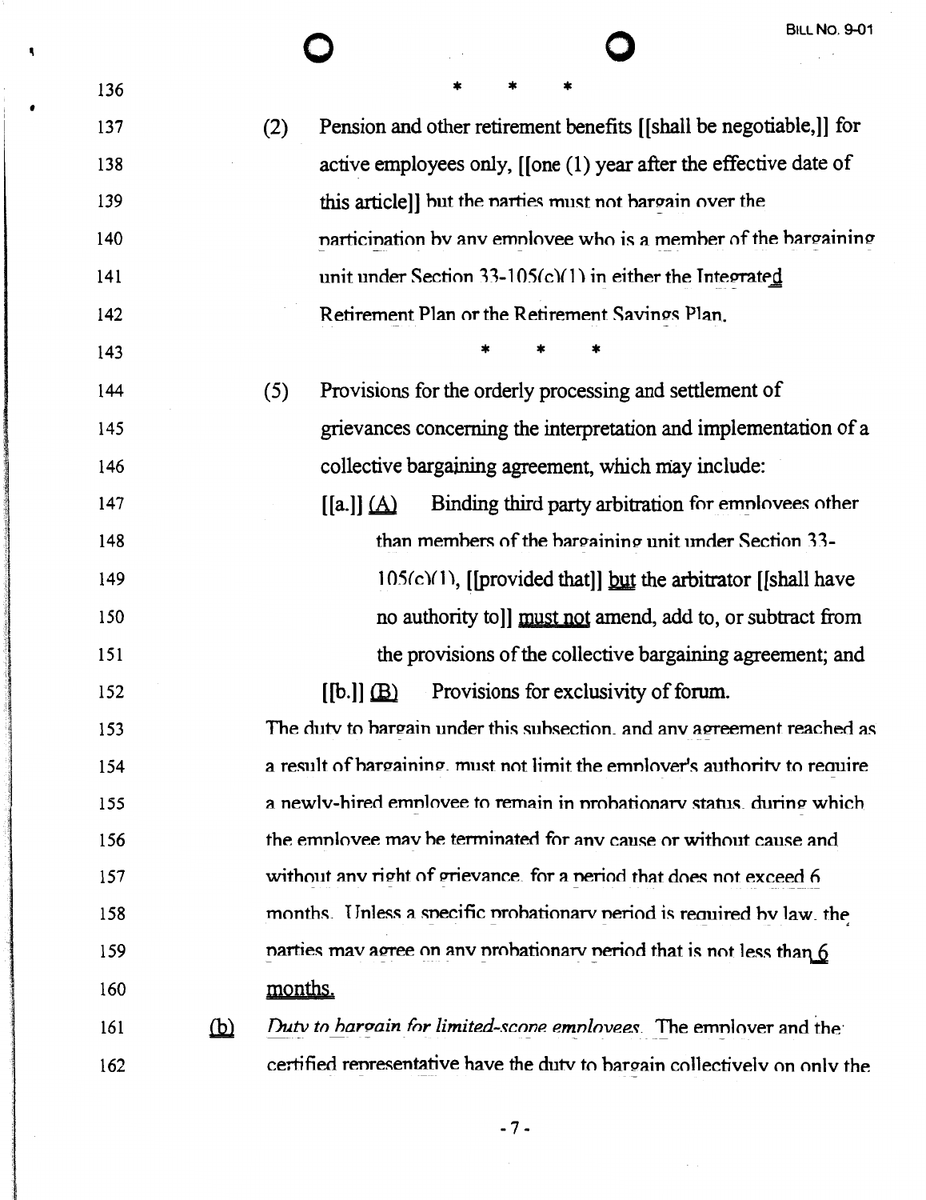\* \* \*

(2) Pension and other retirement benefits [[shall be negotiable,]] for active employees only, [[one (1) year after the effective date of this article]] but the parties must not bargain over the participation by any employee who is a member of the bargaining unit under Section 33-105(c)(1) in either the Integrated Retirement Plan or the Retirement Savings Plan.

\* \* \*

(5) Provisions for the orderly processing and settlement of grievances concerning the interpretation and implementation of a collective bargaining agreement, which may include:

[[a.]] (A) Binding third party arbitration for employees other than members of the bargaining unit under Section 33-105(c)(1), [[provided that]] but the arbitrator [[shall have no authority to]] must not amend, add to, or subtract from the provisions of the collective bargaining agreement; and

[[b.]] (B) Provisions for exclusivity of forum.

The duty to bargain under this subsection, and any agreement reached as a result of bargaining, must not limit the employer's authority to require a newly-hired employee to remain in probationary status, during which the employee may be terminated for any cause or without cause and without any right of grievance, for a period that does not exceed 6 months. Unless a specific probationary period is required by law, the parties may agree on any probationary period that is not less than 6 months.

(b) *Duty to bargain for limited-scope employees.* The employer and the certified representative have the duty to bargain collectively on only the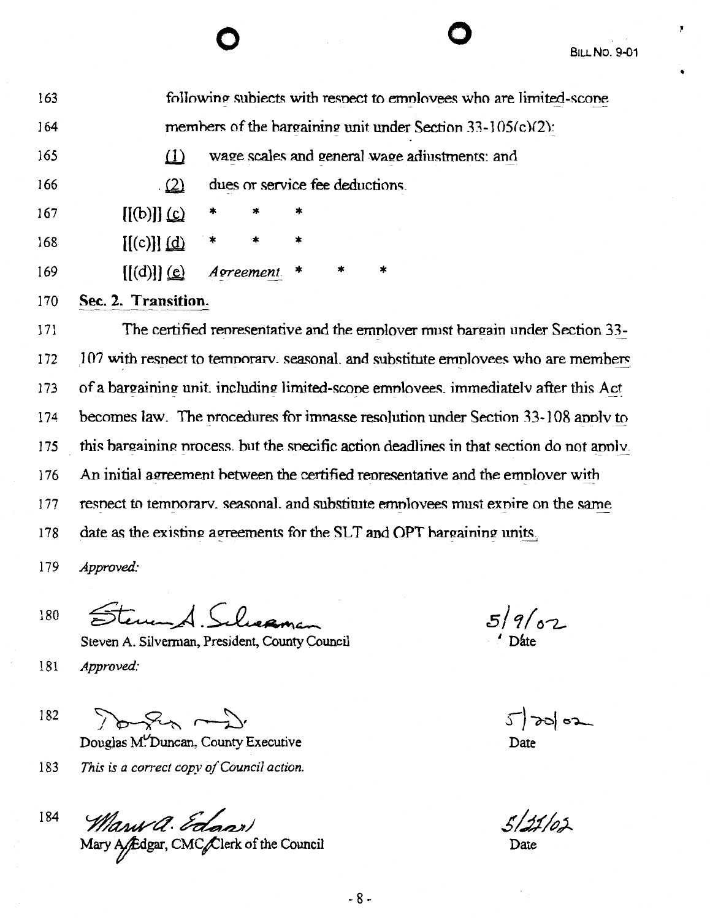163 following subjects with respect to employees who are limited-scope

164 members of the bargaining unit under Section 33-105(c)(2):

165 (1) wage scales and general wage adjustments; and

166 (2) dues or service fee deductions.

167 [[(b)]] (c) * * *

168 [[(c)]] (d) * * *

169 [[(d)]] (e) *Agreement* * * *

170 **Sec. 2. Transition.**

171 The certified representative and the employer must bargain under Section 33-

172 107 with respect to temporary, seasonal, and substitute employees who are members

173 of a bargaining unit, including limited-scope employees, immediately after this Act

174 becomes law. The procedures for impasse resolution under Section 33-108 apply to

175 this bargaining process, but the specific action deadlines in that section do not apply.

176 An initial agreement between the certified representative and the employer with

177 respect to temporary, seasonal, and substitute employees must expire on the same

178 date as the existing agreements for the SLT and OPT bargaining units.

179 *Approved:*

180 Steven A. Silverman

Steven A. Silverman, President, County Council — 5/9/02 Date

181 *Approved:*

182 Douglas M. Duncan

Douglas M. Duncan, County Executive — 5/20/02 Date

183 *This is a correct copy of Council action.*

184 Mary A. Edgar

Mary A. Edgar, CMC, Clerk of the Council — 5/21/02 Date